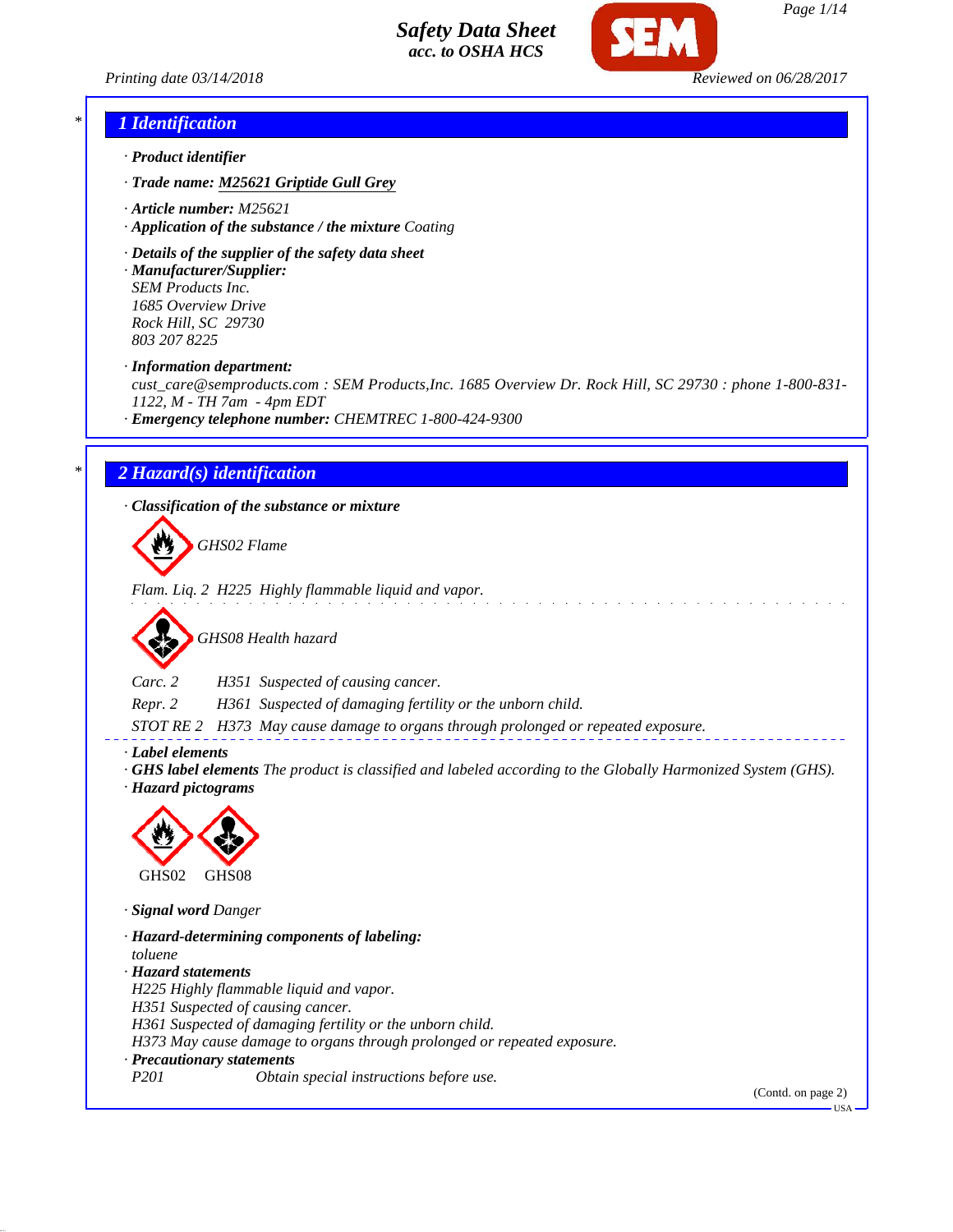# Safety Data Sheet
**acc. to OSHA HCS**

Printing date 03/14/2018 Reviewed on 06/28/2017

## 1 Identification

· **Product identifier**

· **Trade name:** **M25621 Griptide Gull Grey**

· **Article number:** M25621
· **Application of the substance / the mixture** Coating

· **Details of the supplier of the safety data sheet**
· **Manufacturer/Supplier:**
SEM Products Inc.
1685 Overview Drive
Rock Hill, SC 29730
803 207 8225

· **Information department:**
cust_care@semproducts.com : SEM Products,Inc. 1685 Overview Dr. Rock Hill, SC 29730 : phone 1-800-831-1122, M - TH 7am - 4pm EDT
· **Emergency telephone number:** CHEMTREC 1-800-424-9300

## 2 Hazard(s) identification

· **Classification of the substance or mixture**

GHS02 Flame

Flam. Liq. 2 H225 Highly flammable liquid and vapor.

GHS08 Health hazard

Carc. 2 H351 Suspected of causing cancer.
Repr. 2 H361 Suspected of damaging fertility or the unborn child.
STOT RE 2 H373 May cause damage to organs through prolonged or repeated exposure.

· **Label elements**
· **GHS label elements** The product is classified and labeled according to the Globally Harmonized System (GHS).
· **Hazard pictograms**

GHS02 GHS08

· **Signal word** Danger

· **Hazard-determining components of labeling:**
toluene
· **Hazard statements**
H225 Highly flammable liquid and vapor.
H351 Suspected of causing cancer.
H361 Suspected of damaging fertility or the unborn child.
H373 May cause damage to organs through prolonged or repeated exposure.
· **Precautionary statements**
P201 Obtain special instructions before use.

(Contd. on page 2)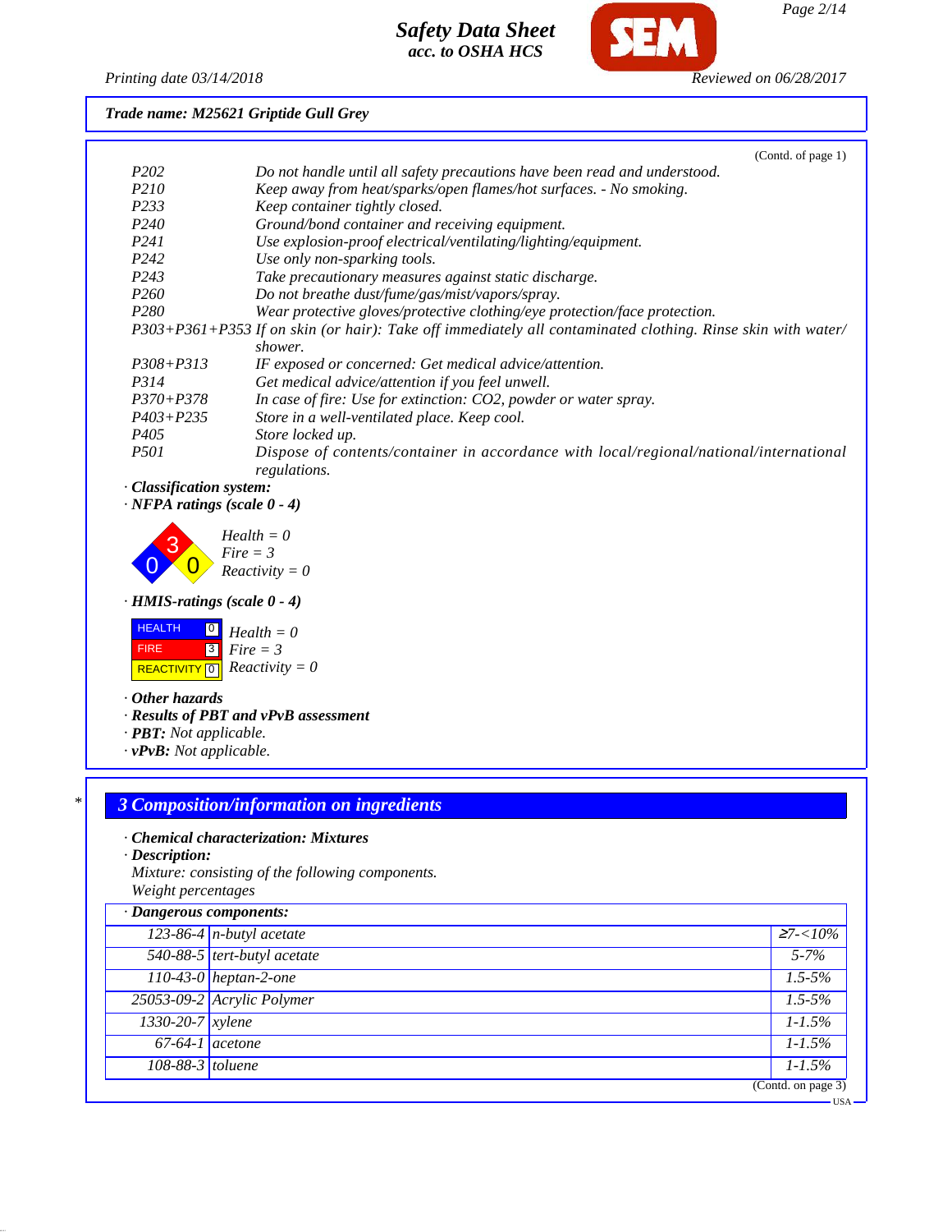**Trade name: M25621 Griptide Gull Grey**

(Contd. of page 1)

| | |
|---|---|
| P202 | Do not handle until all safety precautions have been read and understood. |
| P210 | Keep away from heat/sparks/open flames/hot surfaces. - No smoking. |
| P233 | Keep container tightly closed. |
| P240 | Ground/bond container and receiving equipment. |
| P241 | Use explosion-proof electrical/ventilating/lighting/equipment. |
| P242 | Use only non-sparking tools. |
| P243 | Take precautionary measures against static discharge. |
| P260 | Do not breathe dust/fume/gas/mist/vapors/spray. |
| P280 | Wear protective gloves/protective clothing/eye protection/face protection. |
| P303+P361+P353 | If on skin (or hair): Take off immediately all contaminated clothing. Rinse skin with water/shower. |
| P308+P313 | IF exposed or concerned: Get medical advice/attention. |
| P314 | Get medical advice/attention if you feel unwell. |
| P370+P378 | In case of fire: Use for extinction: CO2, powder or water spray. |
| P403+P235 | Store in a well-ventilated place. Keep cool. |
| P405 | Store locked up. |
| P501 | Dispose of contents/container in accordance with local/regional/national/international regulations. |

· **Classification system:**

· **NFPA ratings (scale 0 - 4)**

Health = 0
Fire = 3
Reactivity = 0

· **HMIS-ratings (scale 0 - 4)**

| | | |
|---|---|---|
| HEALTH | 0 | Health = 0 |
| FIRE | 3 | Fire = 3 |
| REACTIVITY | 0 | Reactivity = 0 |

· **Other hazards**

· **Results of PBT and vPvB assessment**

· **PBT:** Not applicable.

· **vPvB:** Not applicable.

## 3 Composition/information on ingredients

· **Chemical characterization: Mixtures**

· **Description:**

Mixture: consisting of the following components.
Weight percentages

· **Dangerous components:**

| | | |
|---|---|---|
| 123-86-4 | n-butyl acetate | ≥7-<10% |
| 540-88-5 | tert-butyl acetate | 5-7% |
| 110-43-0 | heptan-2-one | 1.5-5% |
| 25053-09-2 | Acrylic Polymer | 1.5-5% |
| 1330-20-7 | xylene | 1-1.5% |
| 67-64-1 | acetone | 1-1.5% |
| 108-88-3 | toluene | 1-1.5% |

(Contd. on page 3)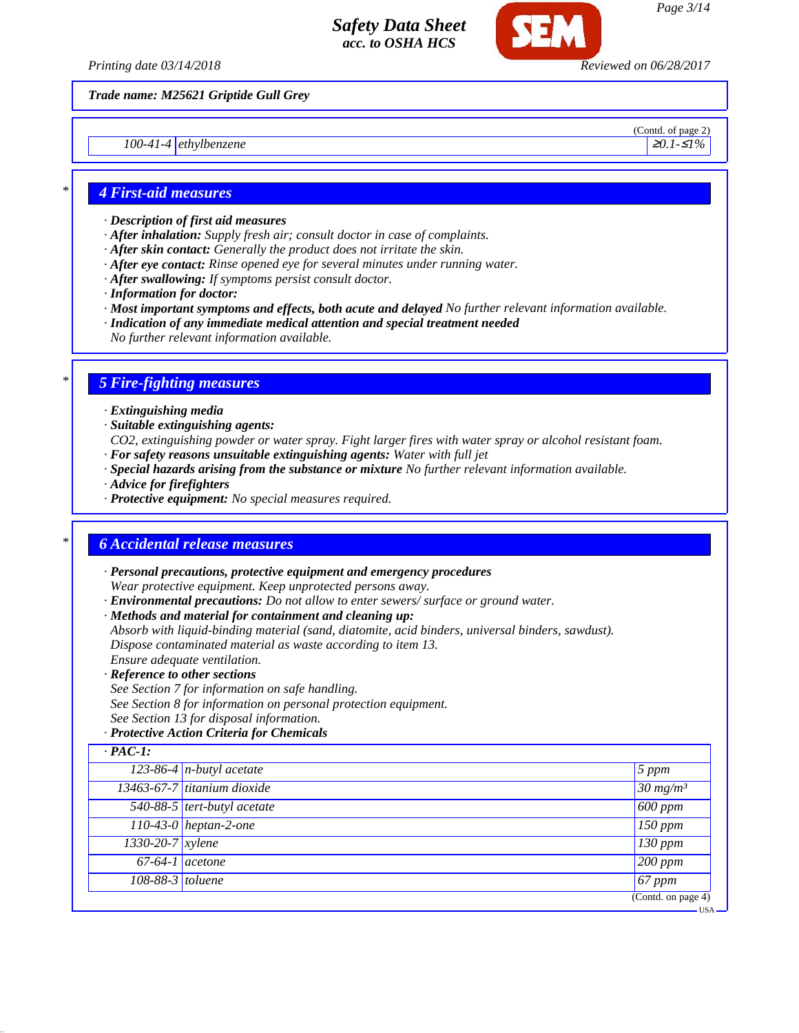**Trade name: M25621 Griptide Gull Grey**

(Contd. of page 2)

| | | |
|---|---|---|
| 100-41-4 | ethylbenzene | ≥0.1-≤1% |

## 4 First-aid measures

· **Description of first aid measures**
· **After inhalation:** Supply fresh air; consult doctor in case of complaints.
· **After skin contact:** Generally the product does not irritate the skin.
· **After eye contact:** Rinse opened eye for several minutes under running water.
· **After swallowing:** If symptoms persist consult doctor.
· **Information for doctor:**
· **Most important symptoms and effects, both acute and delayed** No further relevant information available.
· **Indication of any immediate medical attention and special treatment needed**
No further relevant information available.

## 5 Fire-fighting measures

· **Extinguishing media**
· **Suitable extinguishing agents:**
$CO_2$, extinguishing powder or water spray. Fight larger fires with water spray or alcohol resistant foam.
· **For safety reasons unsuitable extinguishing agents:** Water with full jet
· **Special hazards arising from the substance or mixture** No further relevant information available.
· **Advice for firefighters**
· **Protective equipment:** No special measures required.

## 6 Accidental release measures

· **Personal precautions, protective equipment and emergency procedures**
Wear protective equipment. Keep unprotected persons away.
· **Environmental precautions:** Do not allow to enter sewers/ surface or ground water.
· **Methods and material for containment and cleaning up:**
Absorb with liquid-binding material (sand, diatomite, acid binders, universal binders, sawdust).
Dispose contaminated material as waste according to item 13.
Ensure adequate ventilation.
· **Reference to other sections**
See Section 7 for information on safe handling.
See Section 8 for information on personal protection equipment.
See Section 13 for disposal information.
· **Protective Action Criteria for Chemicals**

| · **PAC-1:** | | |
|---|---|---|
| 123-86-4 | n-butyl acetate | 5 ppm |
| 13463-67-7 | titanium dioxide | 30 mg/m³ |
| 540-88-5 | tert-butyl acetate | 600 ppm |
| 110-43-0 | heptan-2-one | 150 ppm |
| 1330-20-7 | xylene | 130 ppm |
| 67-64-1 | acetone | 200 ppm |
| 108-88-3 | toluene | 67 ppm |

(Contd. on page 4)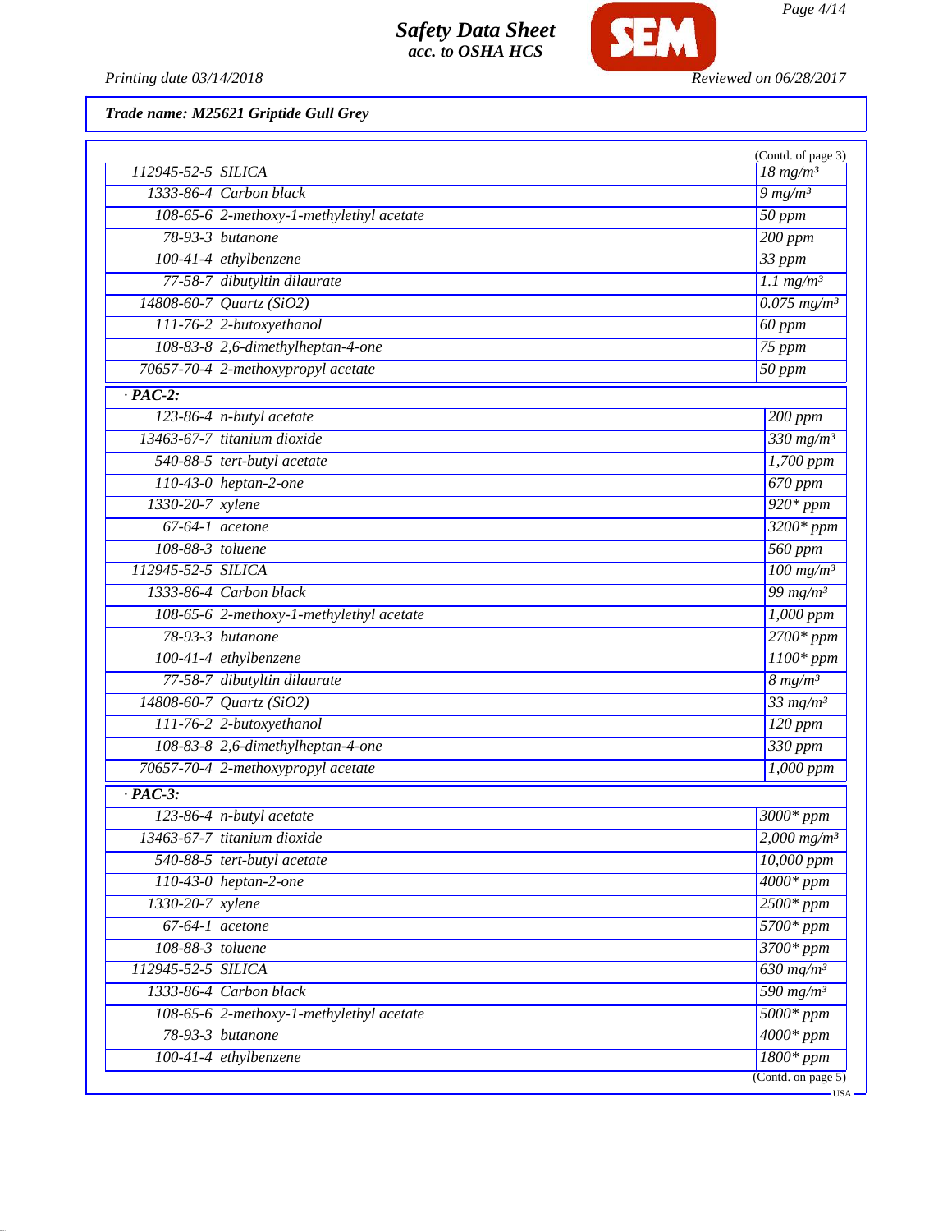**Trade name: M25621 Griptide Gull Grey**

(Contd. of page 3)

| | | |
|---|---|---|
| 112945-52-5 | SILICA | 18 mg/m³ |
| 1333-86-4 | Carbon black | 9 mg/m³ |
| 108-65-6 | 2-methoxy-1-methylethyl acetate | 50 ppm |
| 78-93-3 | butanone | 200 ppm |
| 100-41-4 | ethylbenzene | 33 ppm |
| 77-58-7 | dibutyltin dilaurate | 1.1 mg/m³ |
| 14808-60-7 | Quartz ($SiO_2$) | 0.075 mg/m³ |
| 111-76-2 | 2-butoxyethanol | 60 ppm |
| 108-83-8 | 2,6-dimethylheptan-4-one | 75 ppm |
| 70657-70-4 | 2-methoxypropyl acetate | 50 ppm |

**· PAC-2:**

| | | |
|---|---|---|
| 123-86-4 | n-butyl acetate | 200 ppm |
| 13463-67-7 | titanium dioxide | 330 mg/m³ |
| 540-88-5 | tert-butyl acetate | 1,700 ppm |
| 110-43-0 | heptan-2-one | 670 ppm |
| 1330-20-7 | xylene | 920* ppm |
| 67-64-1 | acetone | 3200* ppm |
| 108-88-3 | toluene | 560 ppm |
| 112945-52-5 | SILICA | 100 mg/m³ |
| 1333-86-4 | Carbon black | 99 mg/m³ |
| 108-65-6 | 2-methoxy-1-methylethyl acetate | 1,000 ppm |
| 78-93-3 | butanone | 2700* ppm |
| 100-41-4 | ethylbenzene | 1100* ppm |
| 77-58-7 | dibutyltin dilaurate | 8 mg/m³ |
| 14808-60-7 | Quartz ($SiO_2$) | 33 mg/m³ |
| 111-76-2 | 2-butoxyethanol | 120 ppm |
| 108-83-8 | 2,6-dimethylheptan-4-one | 330 ppm |
| 70657-70-4 | 2-methoxypropyl acetate | 1,000 ppm |

**· PAC-3:**

| | | |
|---|---|---|
| 123-86-4 | n-butyl acetate | 3000* ppm |
| 13463-67-7 | titanium dioxide | 2,000 mg/m³ |
| 540-88-5 | tert-butyl acetate | 10,000 ppm |
| 110-43-0 | heptan-2-one | 4000* ppm |
| 1330-20-7 | xylene | 2500* ppm |
| 67-64-1 | acetone | 5700* ppm |
| 108-88-3 | toluene | 3700* ppm |
| 112945-52-5 | SILICA | 630 mg/m³ |
| 1333-86-4 | Carbon black | 590 mg/m³ |
| 108-65-6 | 2-methoxy-1-methylethyl acetate | 5000* ppm |
| 78-93-3 | butanone | 4000* ppm |
| 100-41-4 | ethylbenzene | 1800* ppm |

(Contd. on page 5)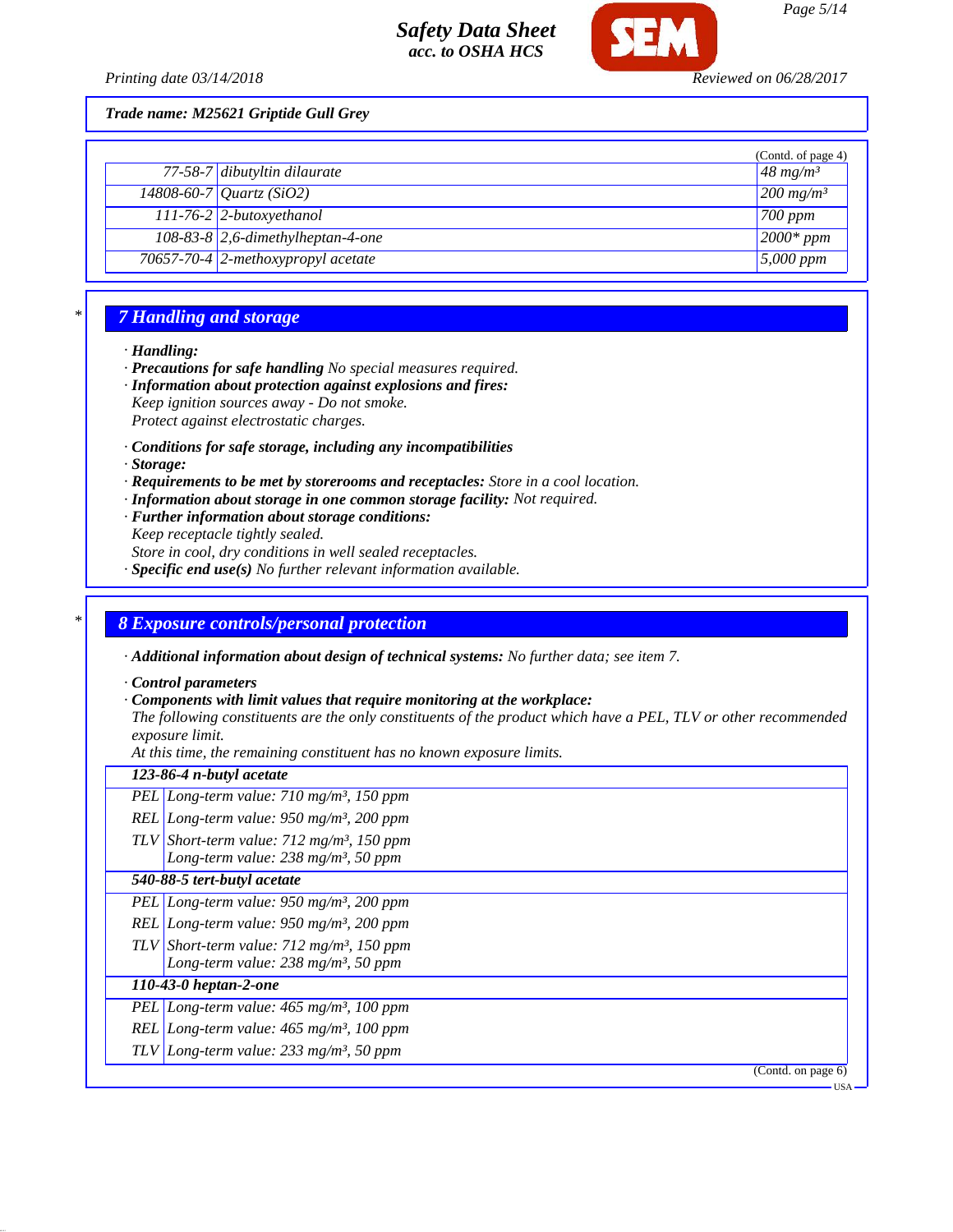Trade name: M25621 Griptide Gull Grey

(Contd. of page 4)

| | | |
|---|---|---|
| 77-58-7 | dibutyltin dilaurate | 48 mg/m³ |
| 14808-60-7 | Quartz ($SiO_2$) | 200 mg/m³ |
| 111-76-2 | 2-butoxyethanol | 700 ppm |
| 108-83-8 | 2,6-dimethylheptan-4-one | 2000* ppm |
| 70657-70-4 | 2-methoxypropyl acetate | 5,000 ppm |

## 7 Handling and storage

· **Handling:**
· **Precautions for safe handling** No special measures required.
· **Information about protection against explosions and fires:**
Keep ignition sources away - Do not smoke.
Protect against electrostatic charges.

· **Conditions for safe storage, including any incompatibilities**
· **Storage:**
· **Requirements to be met by storerooms and receptacles:** Store in a cool location.
· **Information about storage in one common storage facility:** Not required.
· **Further information about storage conditions:**
Keep receptacle tightly sealed.
Store in cool, dry conditions in well sealed receptacles.
· **Specific end use(s)** No further relevant information available.

## 8 Exposure controls/personal protection

· **Additional information about design of technical systems:** No further data; see item 7.

· **Control parameters**
· **Components with limit values that require monitoring at the workplace:**
The following constituents are the only constituents of the product which have a PEL, TLV or other recommended exposure limit.
At this time, the remaining constituent has no known exposure limits.

| **123-86-4 n-butyl acetate** | |
|---|---|
| PEL | Long-term value: 710 mg/m³, 150 ppm |
| REL | Long-term value: 950 mg/m³, 200 ppm |
| TLV | Short-term value: 712 mg/m³, 150 ppm<br>Long-term value: 238 mg/m³, 50 ppm |
| **540-88-5 tert-butyl acetate** | |
| PEL | Long-term value: 950 mg/m³, 200 ppm |
| REL | Long-term value: 950 mg/m³, 200 ppm |
| TLV | Short-term value: 712 mg/m³, 150 ppm<br>Long-term value: 238 mg/m³, 50 ppm |
| **110-43-0 heptan-2-one** | |
| PEL | Long-term value: 465 mg/m³, 100 ppm |
| REL | Long-term value: 465 mg/m³, 100 ppm |
| TLV | Long-term value: 233 mg/m³, 50 ppm |

(Contd. on page 6)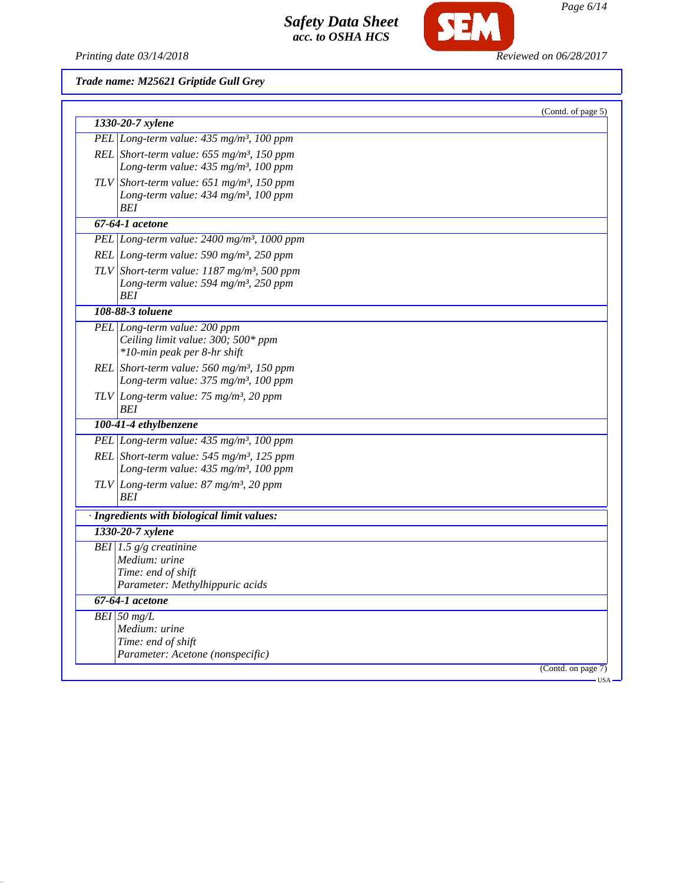**Trade name: M25621 Griptide Gull Grey**

(Contd. of page 5)

| **1330-20-7 xylene** | |
|---|---|
| PEL | Long-term value: 435 mg/m³, 100 ppm |
| REL | Short-term value: 655 mg/m³, 150 ppm<br>Long-term value: 435 mg/m³, 100 ppm |
| TLV | Short-term value: 651 mg/m³, 150 ppm<br>Long-term value: 434 mg/m³, 100 ppm<br>BEI |
| **67-64-1 acetone** | |
| PEL | Long-term value: 2400 mg/m³, 1000 ppm |
| REL | Long-term value: 590 mg/m³, 250 ppm |
| TLV | Short-term value: 1187 mg/m³, 500 ppm<br>Long-term value: 594 mg/m³, 250 ppm<br>BEI |
| **108-88-3 toluene** | |
| PEL | Long-term value: 200 ppm<br>Ceiling limit value: 300; 500* ppm<br>*10-min peak per 8-hr shift |
| REL | Short-term value: 560 mg/m³, 150 ppm<br>Long-term value: 375 mg/m³, 100 ppm |
| TLV | Long-term value: 75 mg/m³, 20 ppm<br>BEI |
| **100-41-4 ethylbenzene** | |
| PEL | Long-term value: 435 mg/m³, 100 ppm |
| REL | Short-term value: 545 mg/m³, 125 ppm<br>Long-term value: 435 mg/m³, 100 ppm |
| TLV | Long-term value: 87 mg/m³, 20 ppm<br>BEI |

· **Ingredients with biological limit values:**

| **1330-20-7 xylene** | |
|---|---|
| BEI | 1.5 g/g creatinine<br>Medium: urine<br>Time: end of shift<br>Parameter: Methylhippuric acids |
| **67-64-1 acetone** | |
| BEI | 50 mg/L<br>Medium: urine<br>Time: end of shift<br>Parameter: Acetone (nonspecific) |

(Contd. on page 7)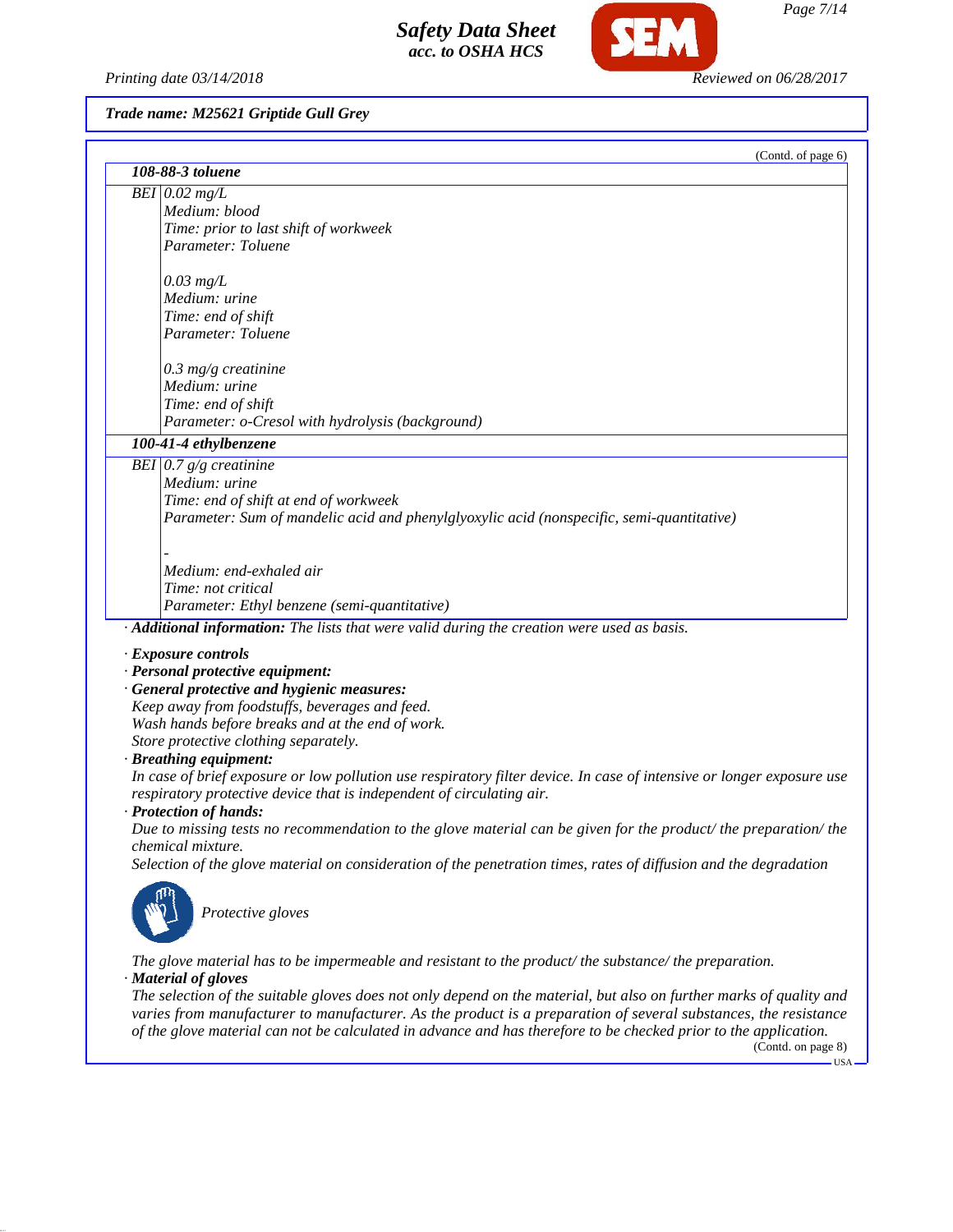*Trade name: M25621 Griptide Gull Grey*

(Contd. of page 6)

| 108-88-3 toluene | |
|---|---|
| BEI | 0.02 mg/L<br>Medium: blood<br>Time: prior to last shift of workweek<br>Parameter: Toluene<br><br>0.03 mg/L<br>Medium: urine<br>Time: end of shift<br>Parameter: Toluene<br><br>0.3 mg/g creatinine<br>Medium: urine<br>Time: end of shift<br>Parameter: o-Cresol with hydrolysis (background) |
| **100-41-4 ethylbenzene** | |
| BEI | 0.7 g/g creatinine<br>Medium: urine<br>Time: end of shift at end of workweek<br>Parameter: Sum of mandelic acid and phenylglyoxylic acid (nonspecific, semi-quantitative)<br><br>-<br>Medium: end-exhaled air<br>Time: not critical<br>Parameter: Ethyl benzene (semi-quantitative) |

· **Additional information:** The lists that were valid during the creation were used as basis.

· **Exposure controls**
· **Personal protective equipment:**
· **General protective and hygienic measures:**
Keep away from foodstuffs, beverages and feed.
Wash hands before breaks and at the end of work.
Store protective clothing separately.
· **Breathing equipment:**
In case of brief exposure or low pollution use respiratory filter device. In case of intensive or longer exposure use respiratory protective device that is independent of circulating air.
· **Protection of hands:**
Due to missing tests no recommendation to the glove material can be given for the product/ the preparation/ the chemical mixture.
Selection of the glove material on consideration of the penetration times, rates of diffusion and the degradation

Protective gloves

The glove material has to be impermeable and resistant to the product/ the substance/ the preparation.
· **Material of gloves**
The selection of the suitable gloves does not only depend on the material, but also on further marks of quality and varies from manufacturer to manufacturer. As the product is a preparation of several substances, the resistance of the glove material can not be calculated in advance and has therefore to be checked prior to the application.

(Contd. on page 8)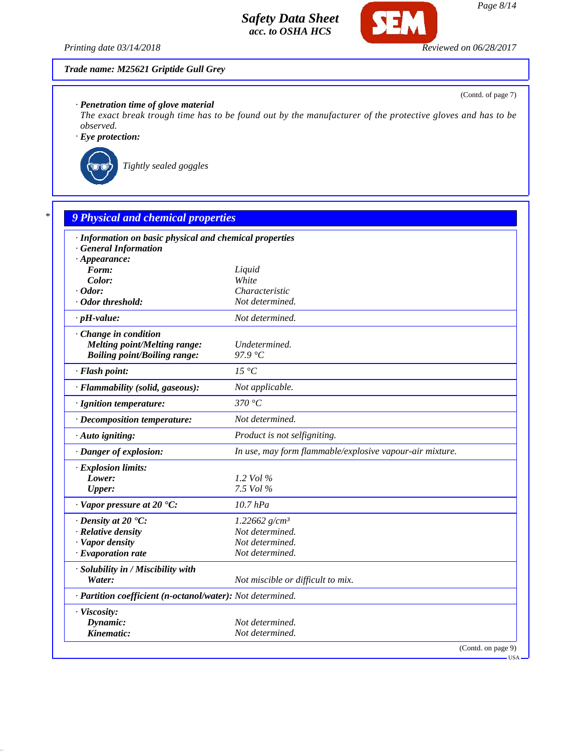Trade name: M25621 Griptide Gull Grey

(Contd. of page 7)

· **Penetration time of glove material**
The exact break trough time has to be found out by the manufacturer of the protective gloves and has to be observed.

· **Eye protection:**

Tightly sealed goggles

## 9 Physical and chemical properties

· **Information on basic physical and chemical properties**
· **General Information**

| | |
|---|---|
| · **Appearance:** | |
| **Form:** | Liquid |
| **Color:** | White |
| · **Odor:** | Characteristic |
| · **Odor threshold:** | Not determined. |
| · **pH-value:** | Not determined. |
| · **Change in condition** | |
| **Melting point/Melting range:** | Undetermined. |
| **Boiling point/Boiling range:** | 97.9 °C |
| · **Flash point:** | 15 °C |
| · **Flammability (solid, gaseous):** | Not applicable. |
| · **Ignition temperature:** | 370 °C |
| · **Decomposition temperature:** | Not determined. |
| · **Auto igniting:** | Product is not selfigniting. |
| · **Danger of explosion:** | In use, may form flammable/explosive vapour-air mixture. |
| · **Explosion limits:** | |
| **Lower:** | 1.2 Vol % |
| **Upper:** | 7.5 Vol % |
| · **Vapor pressure at 20 °C:** | 10.7 hPa |
| · **Density at 20 °C:** | 1.22662 g/cm³ |
| · **Relative density** | Not determined. |
| · **Vapor density** | Not determined. |
| · **Evaporation rate** | Not determined. |
| · **Solubility in / Miscibility with** | |
| **Water:** | Not miscible or difficult to mix. |
| · **Partition coefficient (n-octanol/water):** | Not determined. |
| · **Viscosity:** | |
| **Dynamic:** | Not determined. |
| **Kinematic:** | Not determined. |

(Contd. on page 9)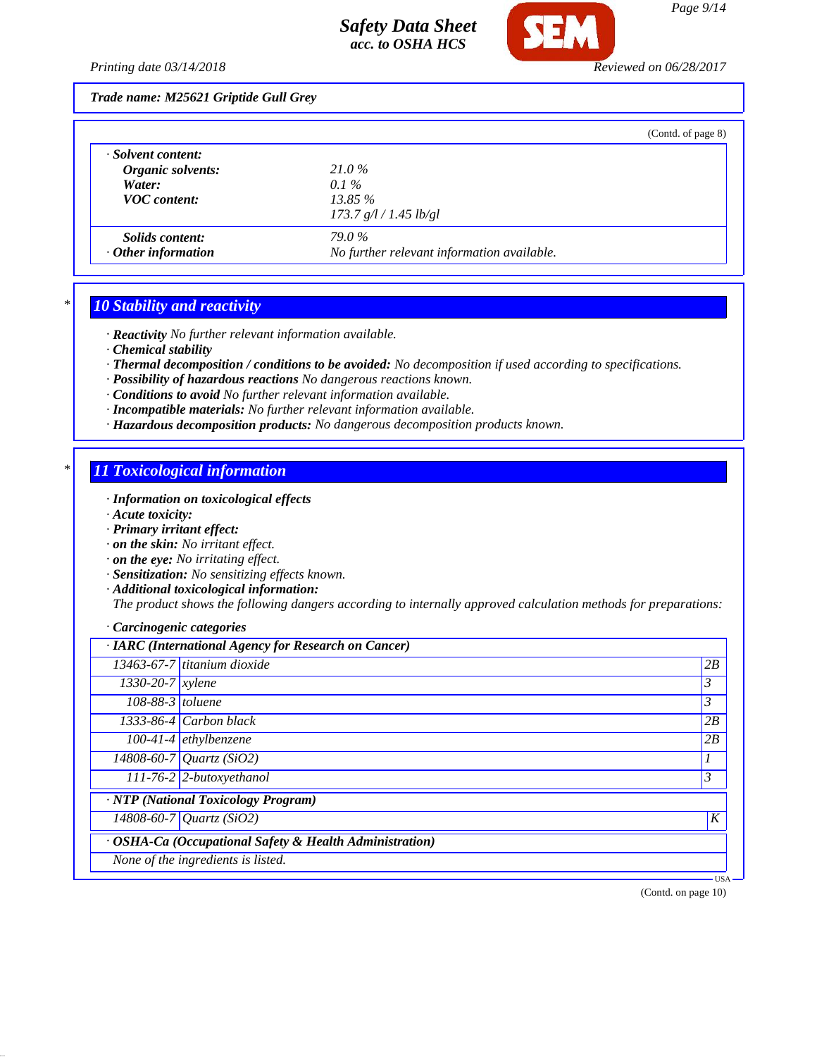Trade name: M25621 Griptide Gull Grey

(Contd. of page 8)

· **Solvent content:**

| | |
|---|---|
| **Organic solvents:** | 21.0 % |
| **Water:** | 0.1 % |
| **VOC content:** | 13.85 % |
| | 173.7 g/l / 1.45 lb/gl |
| **Solids content:** | 79.0 % |
| · **Other information** | No further relevant information available. |

## 10 Stability and reactivity

· **Reactivity** No further relevant information available.
· **Chemical stability**
· **Thermal decomposition / conditions to be avoided:** No decomposition if used according to specifications.
· **Possibility of hazardous reactions** No dangerous reactions known.
· **Conditions to avoid** No further relevant information available.
· **Incompatible materials:** No further relevant information available.
· **Hazardous decomposition products:** No dangerous decomposition products known.

## 11 Toxicological information

· **Information on toxicological effects**
· **Acute toxicity:**
· **Primary irritant effect:**
· **on the skin:** No irritant effect.
· **on the eye:** No irritating effect.
· **Sensitization:** No sensitizing effects known.
· **Additional toxicological information:**
The product shows the following dangers according to internally approved calculation methods for preparations:

· **Carcinogenic categories**

· **IARC (International Agency for Research on Cancer)**

| | | |
|---|---|---|
| 13463-67-7 | titanium dioxide | 2B |
| 1330-20-7 | xylene | 3 |
| 108-88-3 | toluene | 3 |
| 1333-86-4 | Carbon black | 2B |
| 100-41-4 | ethylbenzene | 2B |
| 14808-60-7 | Quartz ($SiO_2$) | 1 |
| 111-76-2 | 2-butoxyethanol | 3 |

· **NTP (National Toxicology Program)**

| | | |
|---|---|---|
| 14808-60-7 | Quartz ($SiO_2$) | K |

· **OSHA-Ca (Occupational Safety & Health Administration)**

None of the ingredients is listed.

(Contd. on page 10)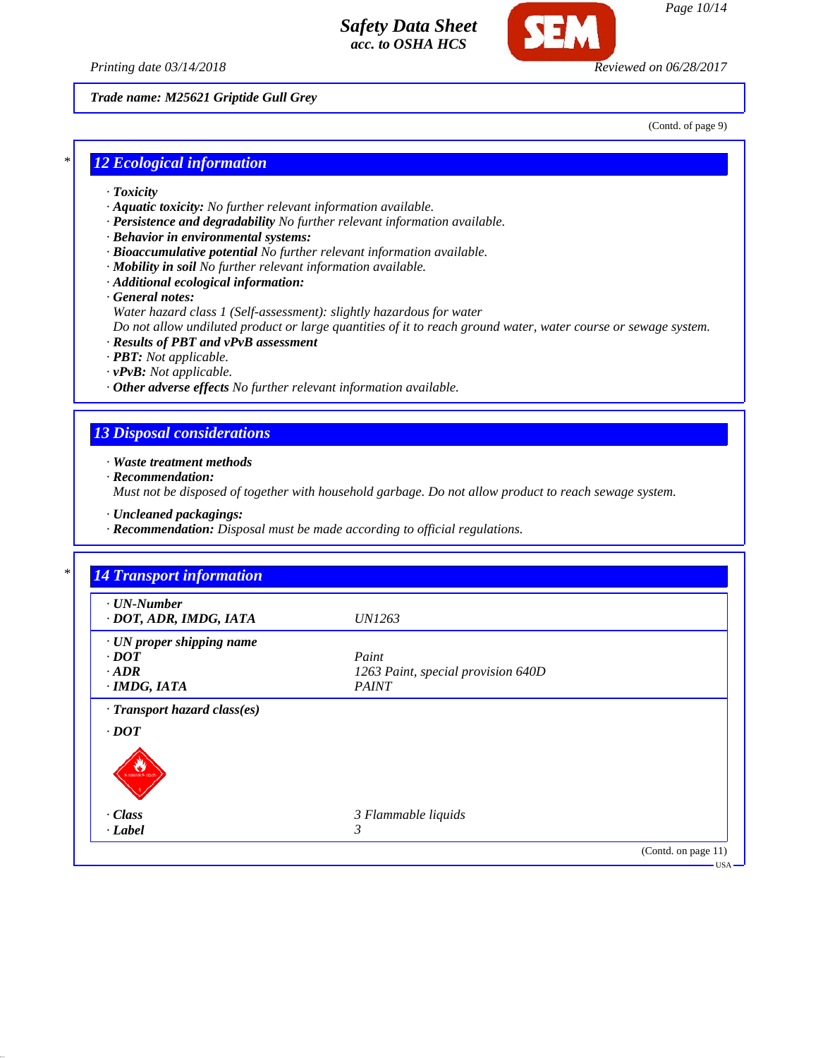Trade name: M25621 Griptide Gull Grey

(Contd. of page 9)

## 12 Ecological information

- **Toxicity**
- **Aquatic toxicity:** No further relevant information available.
- **Persistence and degradability** No further relevant information available.
- **Behavior in environmental systems:**
- **Bioaccumulative potential** No further relevant information available.
- **Mobility in soil** No further relevant information available.
- **Additional ecological information:**
- **General notes:**
  Water hazard class 1 (Self-assessment): slightly hazardous for water
  Do not allow undiluted product or large quantities of it to reach ground water, water course or sewage system.
- **Results of PBT and vPvB assessment**
- **PBT:** Not applicable.
- **vPvB:** Not applicable.
- **Other adverse effects** No further relevant information available.

## 13 Disposal considerations

- **Waste treatment methods**
- **Recommendation:**
  Must not be disposed of together with household garbage. Do not allow product to reach sewage system.

- **Uncleaned packagings:**
- **Recommendation:** Disposal must be made according to official regulations.

## 14 Transport information

| | |
|---|---|
| **· UN-Number** | |
| **· DOT, ADR, IMDG, IATA** | UN1263 |
| **· UN proper shipping name** | |
| **· DOT** | Paint |
| **· ADR** | 1263 Paint, special provision 640D |
| **· IMDG, IATA** | PAINT |
| **· Transport hazard class(es)** | |
| **· DOT** | |
| **· Class** | 3 Flammable liquids |
| **· Label** | 3 |

(Contd. on page 11)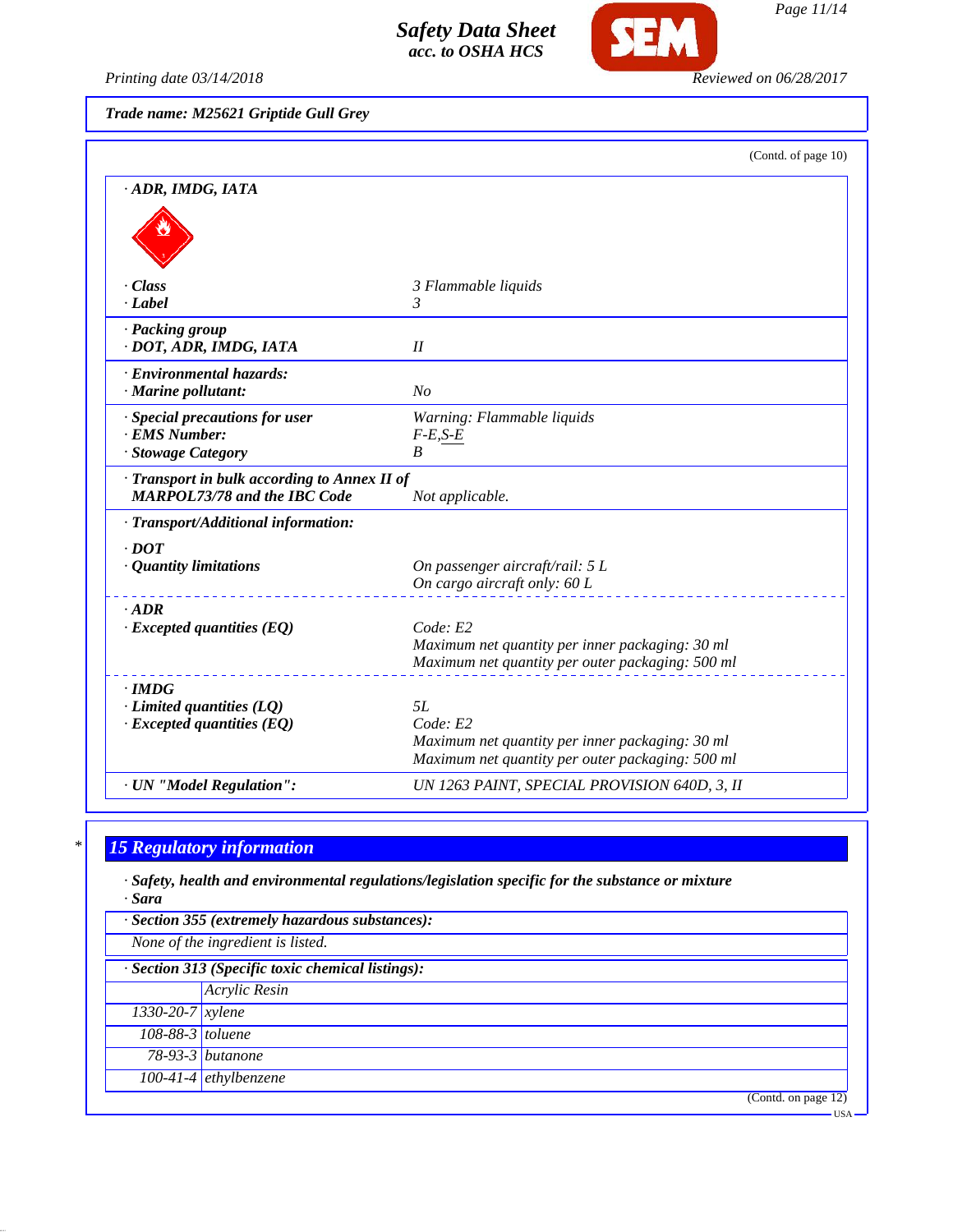Trade name: M25621 Griptide Gull Grey

(Contd. of page 10)

| | |
|---|---|
| **· ADR, IMDG, IATA** | |
| **· Class** | 3 Flammable liquids |
| **· Label** | 3 |
| **· Packing group** | |
| **· DOT, ADR, IMDG, IATA** | II |
| **· Environmental hazards:** | |
| **· Marine pollutant:** | No |
| **· Special precautions for user** | Warning: Flammable liquids |
| **· EMS Number:** | F-E,S-E |
| **· Stowage Category** | B |
| **· Transport in bulk according to Annex II of MARPOL73/78 and the IBC Code** | Not applicable. |
| **· Transport/Additional information:** | |
| **· DOT** | |
| **· Quantity limitations** | On passenger aircraft/rail: 5 L<br>On cargo aircraft only: 60 L |
| **· ADR** | |
| **· Excepted quantities (EQ)** | Code: E2<br>Maximum net quantity per inner packaging: 30 ml<br>Maximum net quantity per outer packaging: 500 ml |
| **· IMDG** | |
| **· Limited quantities (LQ)** | 5L |
| **· Excepted quantities (EQ)** | Code: E2<br>Maximum net quantity per inner packaging: 30 ml<br>Maximum net quantity per outer packaging: 500 ml |
| **· UN "Model Regulation":** | UN 1263 PAINT, SPECIAL PROVISION 640D, 3, II |

## 15 Regulatory information

**· Safety, health and environmental regulations/legislation specific for the substance or mixture**

**· Sara**

**· Section 355 (extremely hazardous substances):**

None of the ingredient is listed.

**· Section 313 (Specific toxic chemical listings):**

| | |
|---|---|
| | Acrylic Resin |
| 1330-20-7 | xylene |
| 108-88-3 | toluene |
| 78-93-3 | butanone |
| 100-41-4 | ethylbenzene |

(Contd. on page 12)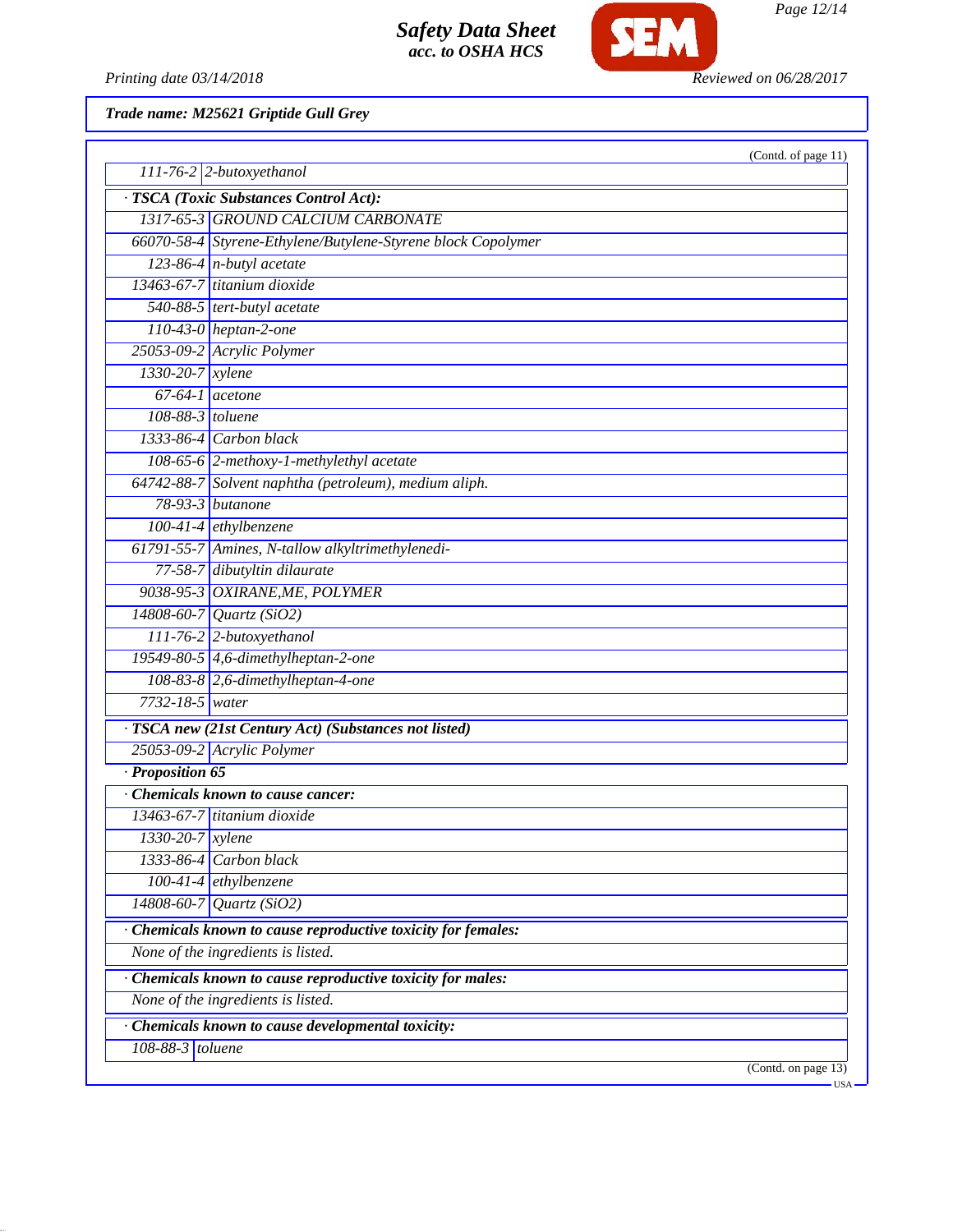**Trade name: M25621 Griptide Gull Grey**

(Contd. of page 11)

| | |
|---|---|
| 111-76-2 | 2-butoxyethanol |

**· TSCA (Toxic Substances Control Act):**

| | |
|---|---|
| 1317-65-3 | GROUND CALCIUM CARBONATE |
| 66070-58-4 | Styrene-Ethylene/Butylene-Styrene block Copolymer |
| 123-86-4 | n-butyl acetate |
| 13463-67-7 | titanium dioxide |
| 540-88-5 | tert-butyl acetate |
| 110-43-0 | heptan-2-one |
| 25053-09-2 | Acrylic Polymer |
| 1330-20-7 | xylene |
| 67-64-1 | acetone |
| 108-88-3 | toluene |
| 1333-86-4 | Carbon black |
| 108-65-6 | 2-methoxy-1-methylethyl acetate |
| 64742-88-7 | Solvent naphtha (petroleum), medium aliph. |
| 78-93-3 | butanone |
| 100-41-4 | ethylbenzene |
| 61791-55-7 | Amines, N-tallow alkyltrimethylenedi- |
| 77-58-7 | dibutyltin dilaurate |
| 9038-95-3 | OXIRANE,ME, POLYMER |
| 14808-60-7 | Quartz (SiO2) |
| 111-76-2 | 2-butoxyethanol |
| 19549-80-5 | 4,6-dimethylheptan-2-one |
| 108-83-8 | 2,6-dimethylheptan-4-one |
| 7732-18-5 | water |

**· TSCA new (21st Century Act) (Substances not listed)**

| | |
|---|---|
| 25053-09-2 | Acrylic Polymer |

**· Proposition 65**

**· Chemicals known to cause cancer:**

| | |
|---|---|
| 13463-67-7 | titanium dioxide |
| 1330-20-7 | xylene |
| 1333-86-4 | Carbon black |
| 100-41-4 | ethylbenzene |
| 14808-60-7 | Quartz (SiO2) |

**· Chemicals known to cause reproductive toxicity for females:**

None of the ingredients is listed.

**· Chemicals known to cause reproductive toxicity for males:**

None of the ingredients is listed.

**· Chemicals known to cause developmental toxicity:**

| | |
|---|---|
| 108-88-3 | toluene |

(Contd. on page 13)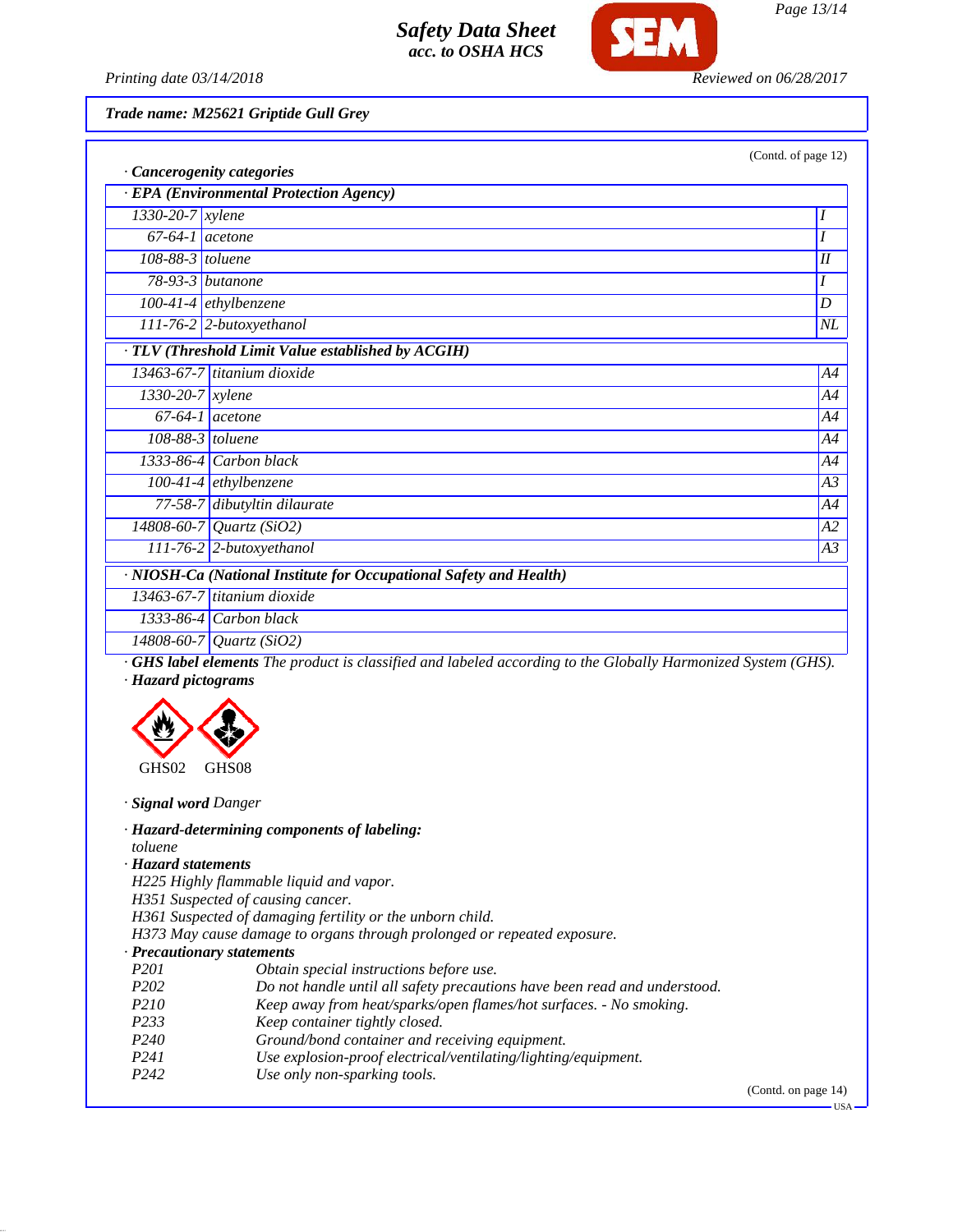**Trade name: M25621 Griptide Gull Grey**

(Contd. of page 12)

· **Cancerogenity categories**

| · **EPA (Environmental Protection Agency)** | | |
|---|---|---|
| 1330-20-7 | xylene | I |
| 67-64-1 | acetone | I |
| 108-88-3 | toluene | II |
| 78-93-3 | butanone | I |
| 100-41-4 | ethylbenzene | D |
| 111-76-2 | 2-butoxyethanol | NL |

| · **TLV (Threshold Limit Value established by ACGIH)** | | |
|---|---|---|
| 13463-67-7 | titanium dioxide | A4 |
| 1330-20-7 | xylene | A4 |
| 67-64-1 | acetone | A4 |
| 108-88-3 | toluene | A4 |
| 1333-86-4 | Carbon black | A4 |
| 100-41-4 | ethylbenzene | A3 |
| 77-58-7 | dibutyltin dilaurate | A4 |
| 14808-60-7 | Quartz ($SiO_2$) | A2 |
| 111-76-2 | 2-butoxyethanol | A3 |

| · **NIOSH-Ca (National Institute for Occupational Safety and Health)** | |
|---|---|
| 13463-67-7 | titanium dioxide |
| 1333-86-4 | Carbon black |
| 14808-60-7 | Quartz ($SiO_2$) |

· **GHS label elements** The product is classified and labeled according to the Globally Harmonized System (GHS).

· **Hazard pictograms**

GHS02 GHS08

· **Signal word** Danger

· **Hazard-determining components of labeling:**
toluene

· **Hazard statements**
H225 Highly flammable liquid and vapor.
H351 Suspected of causing cancer.
H361 Suspected of damaging fertility or the unborn child.
H373 May cause damage to organs through prolonged or repeated exposure.

· **Precautionary statements**

| | |
|---|---|
| P201 | Obtain special instructions before use. |
| P202 | Do not handle until all safety precautions have been read and understood. |
| P210 | Keep away from heat/sparks/open flames/hot surfaces. - No smoking. |
| P233 | Keep container tightly closed. |
| P240 | Ground/bond container and receiving equipment. |
| P241 | Use explosion-proof electrical/ventilating/lighting/equipment. |
| P242 | Use only non-sparking tools. |

(Contd. on page 14)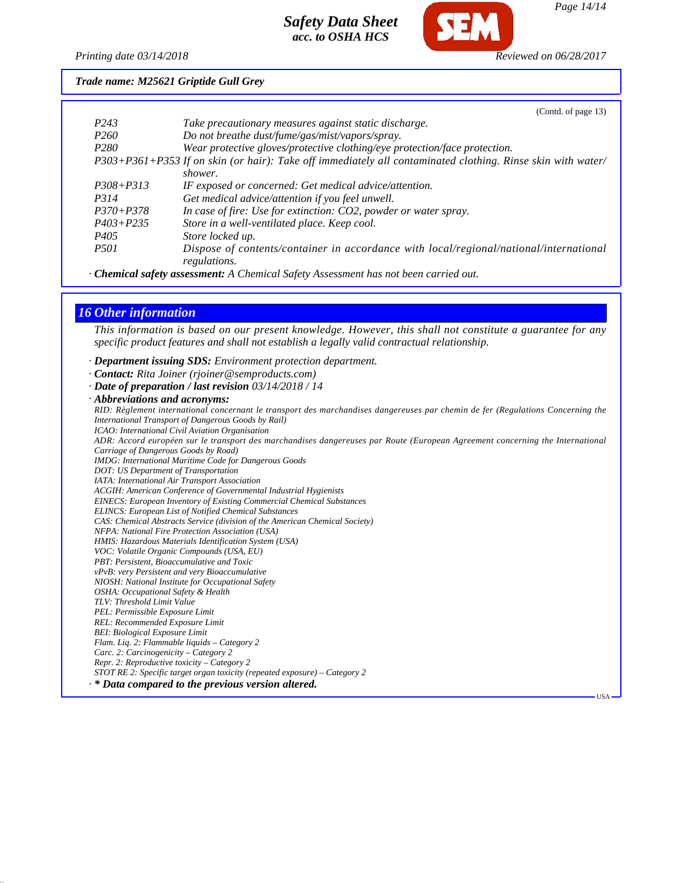**Trade name: M25621 Griptide Gull Grey**

(Contd. of page 13)

| | |
|---|---|
| P243 | Take precautionary measures against static discharge. |
| P260 | Do not breathe dust/fume/gas/mist/vapors/spray. |
| P280 | Wear protective gloves/protective clothing/eye protection/face protection. |
| P303+P361+P353 | If on skin (or hair): Take off immediately all contaminated clothing. Rinse skin with water/shower. |
| P308+P313 | IF exposed or concerned: Get medical advice/attention. |
| P314 | Get medical advice/attention if you feel unwell. |
| P370+P378 | In case of fire: Use for extinction: $CO_2$, powder or water spray. |
| P403+P235 | Store in a well-ventilated place. Keep cool. |
| P405 | Store locked up. |
| P501 | Dispose of contents/container in accordance with local/regional/national/international regulations. |

· **Chemical safety assessment:** A Chemical Safety Assessment has not been carried out.

## 16 Other information

This information is based on our present knowledge. However, this shall not constitute a guarantee for any specific product features and shall not establish a legally valid contractual relationship.

· **Department issuing SDS:** Environment protection department.
· **Contact:** Rita Joiner (rjoiner@semproducts.com)
· **Date of preparation / last revision** 03/14/2018 / 14
· **Abbreviations and acronyms:**
RID: Règlement international concernant le transport des marchandises dangereuses par chemin de fer (Regulations Concerning the International Transport of Dangerous Goods by Rail)
ICAO: International Civil Aviation Organisation
ADR: Accord européen sur le transport des marchandises dangereuses par Route (European Agreement concerning the International Carriage of Dangerous Goods by Road)
IMDG: International Maritime Code for Dangerous Goods
DOT: US Department of Transportation
IATA: International Air Transport Association
ACGIH: American Conference of Governmental Industrial Hygienists
EINECS: European Inventory of Existing Commercial Chemical Substances
ELINCS: European List of Notified Chemical Substances
CAS: Chemical Abstracts Service (division of the American Chemical Society)
NFPA: National Fire Protection Association (USA)
HMIS: Hazardous Materials Identification System (USA)
VOC: Volatile Organic Compounds (USA, EU)
PBT: Persistent, Bioaccumulative and Toxic
vPvB: very Persistent and very Bioaccumulative
NIOSH: National Institute for Occupational Safety
OSHA: Occupational Safety & Health
TLV: Threshold Limit Value
PEL: Permissible Exposure Limit
REL: Recommended Exposure Limit
BEI: Biological Exposure Limit
Flam. Liq. 2: Flammable liquids – Category 2
Carc. 2: Carcinogenicity – Category 2
Repr. 2: Reproductive toxicity – Category 2
STOT RE 2: Specific target organ toxicity (repeated exposure) – Category 2
· **\* Data compared to the previous version altered.**

USA